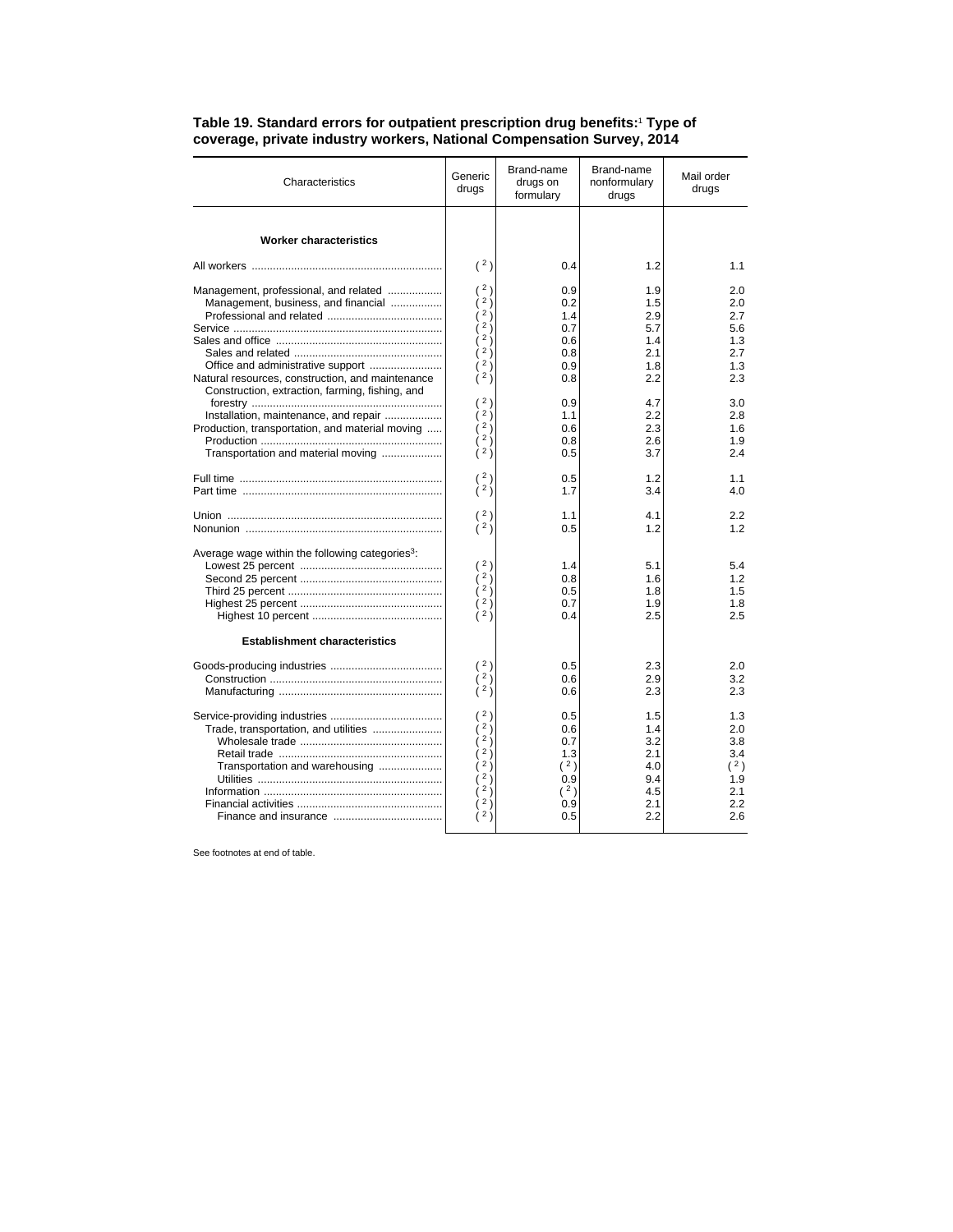**Table 19. Standard errors for outpatient prescription drug benefits:[1] Type of coverage, private industry workers, National Compensation Survey, 2014**

| Characteristics | Generic drugs | Brand-name drugs on formulary | Brand-name nonformulary drugs | Mail order drugs |
|---|---|---|---|---|
| **Worker characteristics** | | | | |
| All workers | (2) | 0.4 | 1.2 | 1.1 |
| Management, professional, and related | (2) | 0.9 | 1.9 | 2.0 |
| Management, business, and financial | (2) | 0.2 | 1.5 | 2.0 |
| Professional and related | (2) | 1.4 | 2.9 | 2.7 |
| Service | (2) | 0.7 | 5.7 | 5.6 |
| Sales and office | (2) | 0.6 | 1.4 | 1.3 |
| Sales and related | (2) | 0.8 | 2.1 | 2.7 |
| Office and administrative support | (2) | 0.9 | 1.8 | 1.3 |
| Natural resources, construction, and maintenance | (2) | 0.8 | 2.2 | 2.3 |
| Construction, extraction, farming, fishing, and forestry | (2) | 0.9 | 4.7 | 3.0 |
| Installation, maintenance, and repair | (2) | 1.1 | 2.2 | 2.8 |
| Production, transportation, and material moving | (2) | 0.6 | 2.3 | 1.6 |
| Production | (2) | 0.8 | 2.6 | 1.9 |
| Transportation and material moving | (2) | 0.5 | 3.7 | 2.4 |
| Full time | (2) | 0.5 | 1.2 | 1.1 |
| Part time | (2) | 1.7 | 3.4 | 4.0 |
| Union | (2) | 1.1 | 4.1 | 2.2 |
| Nonunion | (2) | 0.5 | 1.2 | 1.2 |
| Average wage within the following categories[3]: | | | | |
| Lowest 25 percent | (2) | 1.4 | 5.1 | 5.4 |
| Second 25 percent | (2) | 0.8 | 1.6 | 1.2 |
| Third 25 percent | (2) | 0.5 | 1.8 | 1.5 |
| Highest 25 percent | (2) | 0.7 | 1.9 | 1.8 |
| Highest 10 percent | (2) | 0.4 | 2.5 | 2.5 |
| **Establishment characteristics** | | | | |
| Goods-producing industries | (2) | 0.5 | 2.3 | 2.0 |
| Construction | (2) | 0.6 | 2.9 | 3.2 |
| Manufacturing | (2) | 0.6 | 2.3 | 2.3 |
| Service-providing industries | (2) | 0.5 | 1.5 | 1.3 |
| Trade, transportation, and utilities | (2) | 0.6 | 1.4 | 2.0 |
| Wholesale trade | (2) | 0.7 | 3.2 | 3.8 |
| Retail trade | (2) | 1.3 | 2.1 | 3.4 |
| Transportation and warehousing | (2) | (2) | 4.0 | (2) |
| Utilities | (2) | 0.9 | 9.4 | 1.9 |
| Information | (2) | (2) | 4.5 | 2.1 |
| Financial activities | (2) | 0.9 | 2.1 | 2.2 |
| Finance and insurance | (2) | 0.5 | 2.2 | 2.6 |

See footnotes at end of table.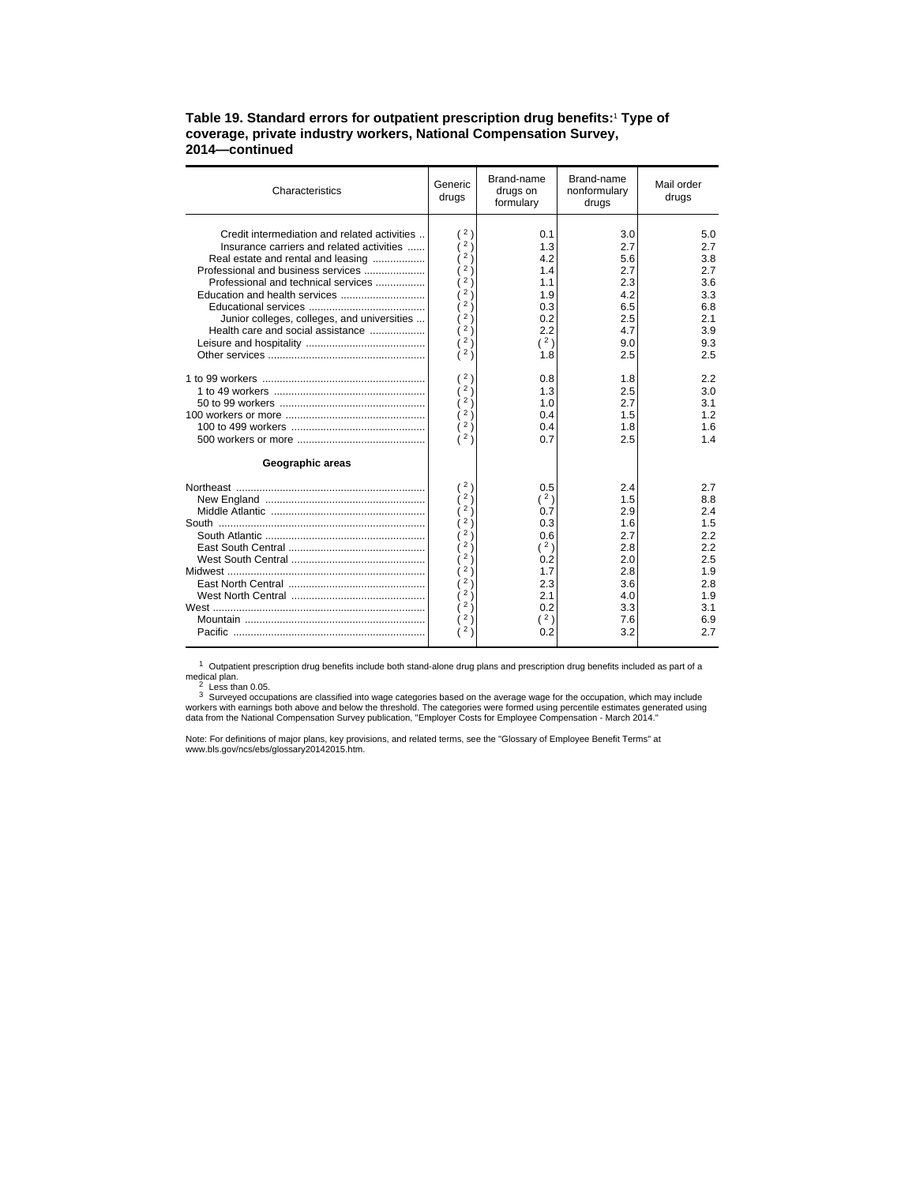**Table 19. Standard errors for outpatient prescription drug benefits:[1] Type of coverage, private industry workers, National Compensation Survey, 2014—continued**

| Characteristics | Generic drugs | Brand-name drugs on formulary | Brand-name nonformulary drugs | Mail order drugs |
|---|---|---|---|---|
| Credit intermediation and related activities | (2) | 0.1 | 3.0 | 5.0 |
| Insurance carriers and related activities | (2) | 1.3 | 2.7 | 2.7 |
| Real estate and rental and leasing | (2) | 4.2 | 5.6 | 3.8 |
| Professional and business services | (2) | 1.4 | 2.7 | 2.7 |
| Professional and technical services | (2) | 1.1 | 2.3 | 3.6 |
| Education and health services | (2) | 1.9 | 4.2 | 3.3 |
| Educational services | (2) | 0.3 | 6.5 | 6.8 |
| Junior colleges, colleges, and universities | (2) | 0.2 | 2.5 | 2.1 |
| Health care and social assistance | (2) | 2.2 | 4.7 | 3.9 |
| Leisure and hospitality | (2) | (2) | 9.0 | 9.3 |
| Other services | (2) | 1.8 | 2.5 | 2.5 |
| 1 to 99 workers | (2) | 0.8 | 1.8 | 2.2 |
| 1 to 49 workers | (2) | 1.3 | 2.5 | 3.0 |
| 50 to 99 workers | (2) | 1.0 | 2.7 | 3.1 |
| 100 workers or more | (2) | 0.4 | 1.5 | 1.2 |
| 100 to 499 workers | (2) | 0.4 | 1.8 | 1.6 |
| 500 workers or more | (2) | 0.7 | 2.5 | 1.4 |
| **Geographic areas** | | | | |
| Northeast | (2) | 0.5 | 2.4 | 2.7 |
| New England | (2) | (2) | 1.5 | 8.8 |
| Middle Atlantic | (2) | 0.7 | 2.9 | 2.4 |
| South | (2) | 0.3 | 1.6 | 1.5 |
| South Atlantic | (2) | 0.6 | 2.7 | 2.2 |
| East South Central | (2) | (2) | 2.8 | 2.2 |
| West South Central | (2) | 0.2 | 2.0 | 2.5 |
| Midwest | (2) | 1.7 | 2.8 | 1.9 |
| East North Central | (2) | 2.3 | 3.6 | 2.8 |
| West North Central | (2) | 2.1 | 4.0 | 1.9 |
| West | (2) | 0.2 | 3.3 | 3.1 |
| Mountain | (2) | (2) | 7.6 | 6.9 |
| Pacific | (2) | 0.2 | 3.2 | 2.7 |

[1] Outpatient prescription drug benefits include both stand-alone drug plans and prescription drug benefits included as part of a medical plan.

[2] Less than 0.05.

[3] Surveyed occupations are classified into wage categories based on the average wage for the occupation, which may include workers with earnings both above and below the threshold. The categories were formed using percentile estimates generated using data from the National Compensation Survey publication, "Employer Costs for Employee Compensation - March 2014."

Note: For definitions of major plans, key provisions, and related terms, see the "Glossary of Employee Benefit Terms" at www.bls.gov/ncs/ebs/glossary20142015.htm.